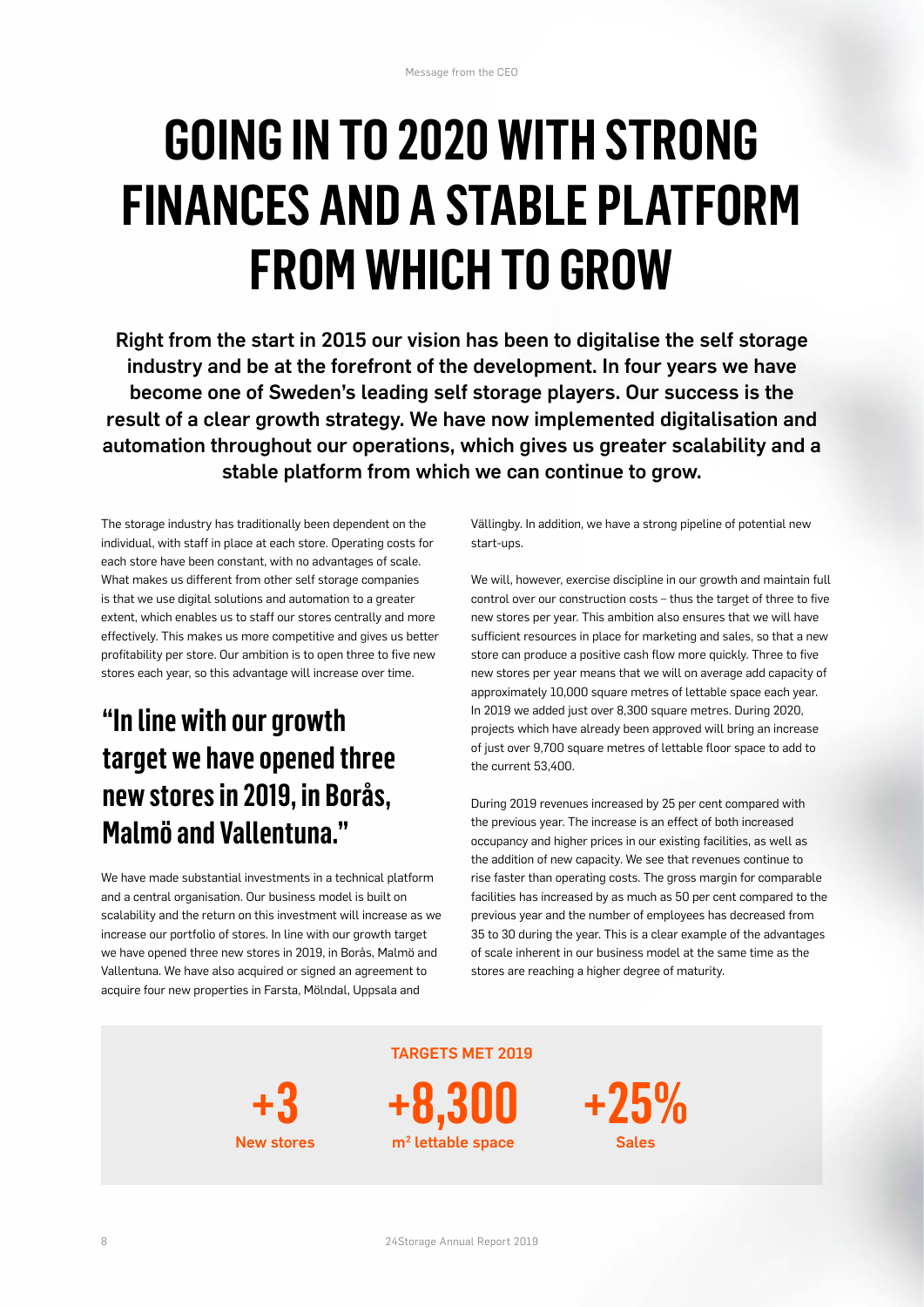# GOING IN TO 2020 WITH STRONG FINANCES AND A STABLE PLATFORM FROM WHICH TO GROW

**Right from the start in 2015 our vision has been to digitalise the self storage industry and be at the forefront of the development. In four years we have become one of Sweden's leading self storage players. Our success is the result of a clear growth strategy. We have now implemented digitalisation and automation throughout our operations, which gives us greater scalability and a stable platform from which we can continue to grow.**

The storage industry has traditionally been dependent on the individual, with staff in place at each store. Operating costs for each store have been constant, with no advantages of scale. What makes us different from other self storage companies is that we use digital solutions and automation to a greater extent, which enables us to staff our stores centrally and more effectively. This makes us more competitive and gives us better profitability per store. Our ambition is to open three to five new stores each year, so this advantage will increase over time.

## "In line with our growth target we have opened three new stores in 2019, in Borås, Malmö and Vallentuna."

We have made substantial investments in a technical platform and a central organisation. Our business model is built on scalability and the return on this investment will increase as we increase our portfolio of stores. In line with our growth target we have opened three new stores in 2019, in Borås, Malmö and Vallentuna. We have also acquired or signed an agreement to acquire four new properties in Farsta, Mölndal, Uppsala and Vällingby. In addition, we have a strong pipeline of potential new start-ups.

We will, however, exercise discipline in our growth and maintain full control over our construction costs – thus the target of three to five new stores per year. This ambition also ensures that we will have sufficient resources in place for marketing and sales, so that a new store can produce a positive cash flow more quickly. Three to five new stores per year means that we will on average add capacity of approximately 10,000 square metres of lettable space each year. In 2019 we added just over 8,300 square metres. During 2020, projects which have already been approved will bring an increase of just over 9,700 square metres of lettable floor space to add to the current 53,400.

During 2019 revenues increased by 25 per cent compared with the previous year. The increase is an effect of both increased occupancy and higher prices in our existing facilities, as well as the addition of new capacity. We see that revenues continue to rise faster than operating costs. The gross margin for comparable facilities has increased by as much as 50 per cent compared to the previous year and the number of employees has decreased from 35 to 30 during the year. This is a clear example of the advantages of scale inherent in our business model at the same time as the stores are reaching a higher degree of maturity.

**TARGETS MET 2019**

| +3 | +8,300 | +25% |
|---|---|---|
| New stores | m² lettable space | Sales |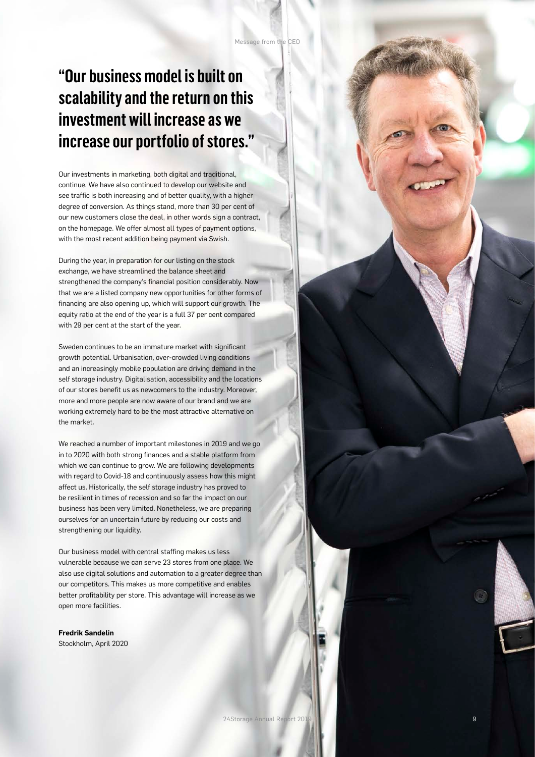# "Our business model is built on scalability and the return on this investment will increase as we increase our portfolio of stores."

Our investments in marketing, both digital and traditional, continue. We have also continued to develop our website and see traffic is both increasing and of better quality, with a higher degree of conversion. As things stand, more than 30 per cent of our new customers close the deal, in other words sign a contract, on the homepage. We offer almost all types of payment options, with the most recent addition being payment via Swish.

During the year, in preparation for our listing on the stock exchange, we have streamlined the balance sheet and strengthened the company's financial position considerably. Now that we are a listed company new opportunities for other forms of financing are also opening up, which will support our growth. The equity ratio at the end of the year is a full 37 per cent compared with 29 per cent at the start of the year.

Sweden continues to be an immature market with significant growth potential. Urbanisation, over-crowded living conditions and an increasingly mobile population are driving demand in the self storage industry. Digitalisation, accessibility and the locations of our stores benefit us as newcomers to the industry. Moreover, more and more people are now aware of our brand and we are working extremely hard to be the most attractive alternative on the market.

We reached a number of important milestones in 2019 and we go in to 2020 with both strong finances and a stable platform from which we can continue to grow. We are following developments with regard to Covid-18 and continuously assess how this might affect us. Historically, the self storage industry has proved to be resilient in times of recession and so far the impact on our business has been very limited. Nonetheless, we are preparing ourselves for an uncertain future by reducing our costs and strengthening our liquidity.

Our business model with central staffing makes us less vulnerable because we can serve 23 stores from one place. We also use digital solutions and automation to a greater degree than our competitors. This makes us more competitive and enables better profitability per store. This advantage will increase as we open more facilities.

**Fredrik Sandelin**
Stockholm, April 2020